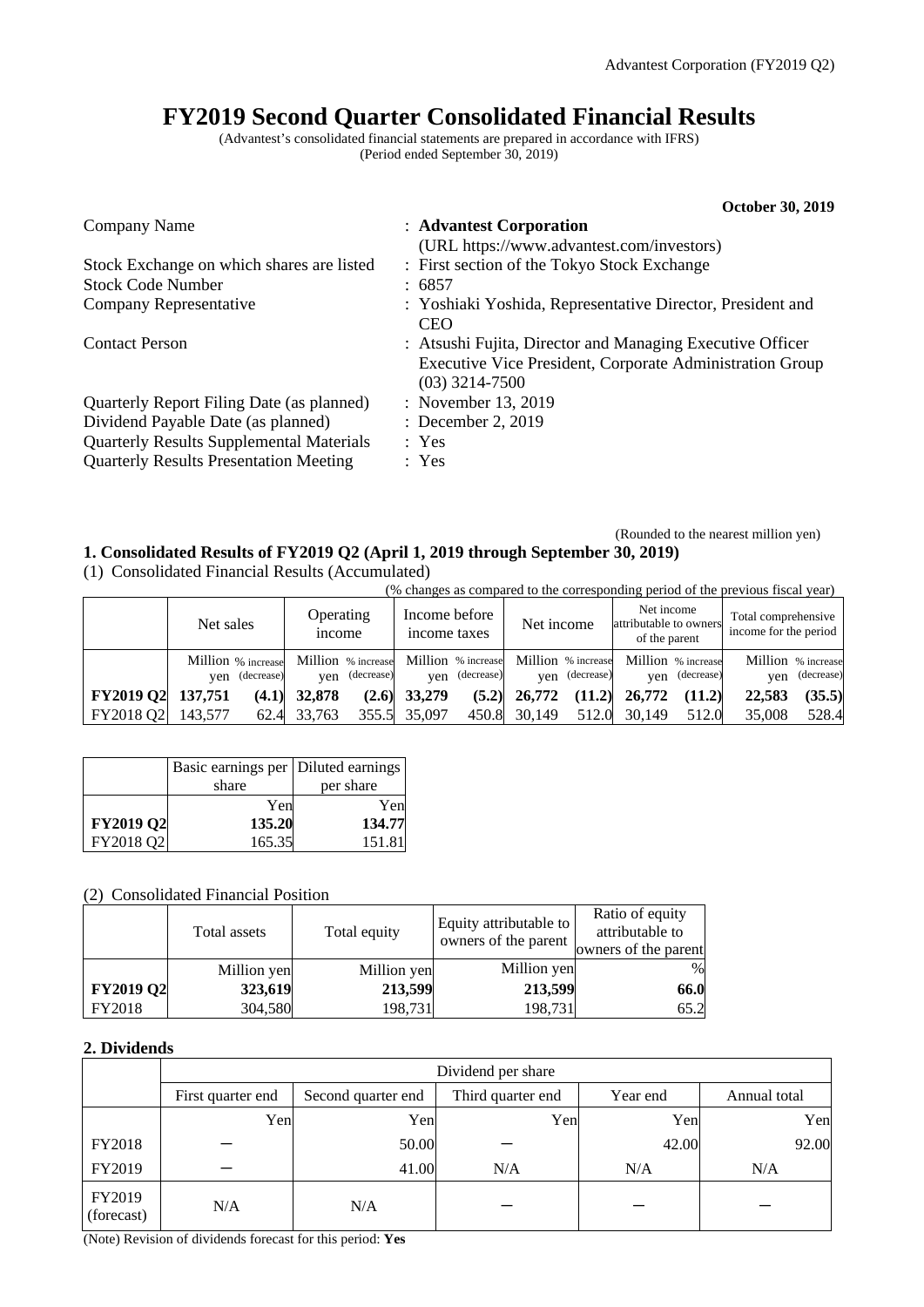# FY2019 Second Quarter Consolidated Financial Results

(Advantest's consolidated financial statements are prepared in accordance with IFRS)
(Period ended September 30, 2019)

**October 30, 2019**

| | |
|---|---|
| Company Name | : **Advantest Corporation** (URL https://www.advantest.com/investors) |
| Stock Exchange on which shares are listed | : First section of the Tokyo Stock Exchange |
| Stock Code Number | : 6857 |
| Company Representative | : Yoshiaki Yoshida, Representative Director, President and CEO |
| Contact Person | : Atsushi Fujita, Director and Managing Executive Officer Executive Vice President, Corporate Administration Group (03) 3214-7500 |
| Quarterly Report Filing Date (as planned) | : November 13, 2019 |
| Dividend Payable Date (as planned) | : December 2, 2019 |
| Quarterly Results Supplemental Materials | : Yes |
| Quarterly Results Presentation Meeting | : Yes |

(Rounded to the nearest million yen)

## 1. Consolidated Results of FY2019 Q2 (April 1, 2019 through September 30, 2019)

(1) Consolidated Financial Results (Accumulated)

(% changes as compared to the corresponding period of the previous fiscal year)

| | Net sales | | Operating income | | Income before income taxes | | Net income | | Net income attributable to owners of the parent | | Total comprehensive income for the period | |
|---|---|---|---|---|---|---|---|---|---|---|---|---|
| | Million yen | % increase (decrease) | Million yen | % increase (decrease) | Million yen | % increase (decrease) | Million yen | % increase (decrease) | Million yen | % increase (decrease) | Million yen | % increase (decrease) |
| **FY2019 Q2** | **137,751** | **(4.1)** | **32,878** | **(2.6)** | **33,279** | **(5.2)** | **26,772** | **(11.2)** | **26,772** | **(11.2)** | **22,583** | **(35.5)** |
| FY2018 Q2 | 143,577 | 62.4 | 33,763 | 355.5 | 35,097 | 450.8 | 30,149 | 512.0 | 30,149 | 512.0 | 35,008 | 528.4 |

| | Basic earnings per share | Diluted earnings per share |
|---|---|---|
| | Yen | Yen |
| **FY2019 Q2** | **135.20** | **134.77** |
| FY2018 Q2 | 165.35 | 151.81 |

(2) Consolidated Financial Position

| | Total assets | Total equity | Equity attributable to owners of the parent | Ratio of equity attributable to owners of the parent |
|---|---|---|---|---|
| | Million yen | Million yen | Million yen | % |
| **FY2019 Q2** | **323,619** | **213,599** | **213,599** | **66.0** |
| FY2018 | 304,580 | 198,731 | 198,731 | 65.2 |

## 2. Dividends

| | Dividend per share | | | | |
|---|---|---|---|---|---|
| | First quarter end | Second quarter end | Third quarter end | Year end | Annual total |
| | Yen | Yen | Yen | Yen | Yen |
| FY2018 | ― | 50.00 | ― | 42.00 | 92.00 |
| FY2019 | ― | 41.00 | N/A | N/A | N/A |
| FY2019 (forecast) | N/A | N/A | ― | ― | ― |

(Note) Revision of dividends forecast for this period: **Yes**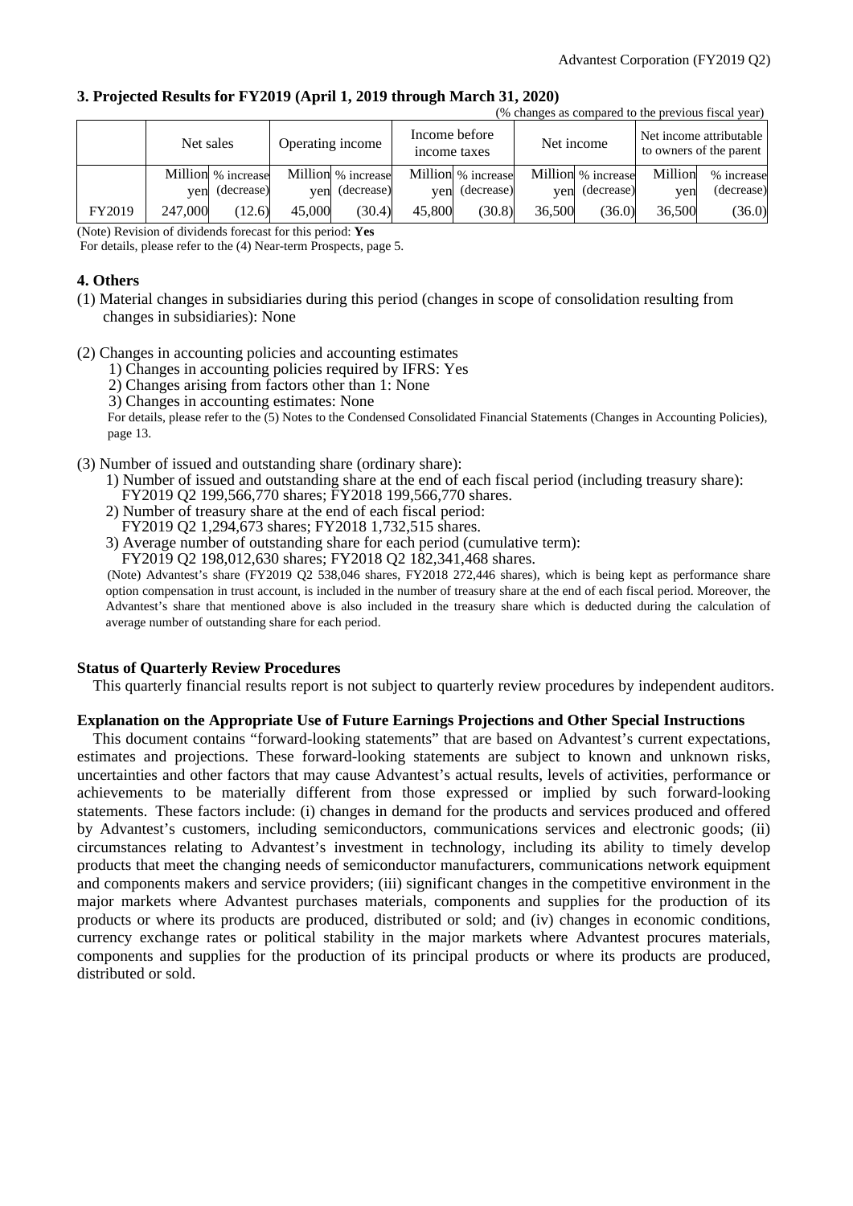### 3. Projected Results for FY2019 (April 1, 2019 through March 31, 2020)

(% changes as compared to the previous fiscal year)

| | Net sales | | Operating income | | Income before income taxes | | Net income | | Net income attributable to owners of the parent | |
|---|---|---|---|---|---|---|---|---|---|---|
| | Million yen | % increase (decrease) | Million yen | % increase (decrease) | Million yen | % increase (decrease) | Million yen | % increase (decrease) | Million yen | % increase (decrease) |
| FY2019 | 247,000 | (12.6) | 45,000 | (30.4) | 45,800 | (30.8) | 36,500 | (36.0) | 36,500 | (36.0) |

(Note) Revision of dividends forecast for this period: **Yes**
For details, please refer to the (4) Near-term Prospects, page 5.

### 4. Others

(1) Material changes in subsidiaries during this period (changes in scope of consolidation resulting from changes in subsidiaries): None

(2) Changes in accounting policies and accounting estimates
1) Changes in accounting policies required by IFRS: Yes
2) Changes arising from factors other than 1: None
3) Changes in accounting estimates: None
For details, please refer to the (5) Notes to the Condensed Consolidated Financial Statements (Changes in Accounting Policies), page 13.

(3) Number of issued and outstanding share (ordinary share):
1) Number of issued and outstanding share at the end of each fiscal period (including treasury share):
FY2019 Q2 199,566,770 shares; FY2018 199,566,770 shares.
2) Number of treasury share at the end of each fiscal period:
FY2019 Q2 1,294,673 shares; FY2018 1,732,515 shares.
3) Average number of outstanding share for each period (cumulative term):
FY2019 Q2 198,012,630 shares; FY2018 Q2 182,341,468 shares.
(Note) Advantest's share (FY2019 Q2 538,046 shares, FY2018 272,446 shares), which is being kept as performance share option compensation in trust account, is included in the number of treasury share at the end of each fiscal period. Moreover, the Advantest's share that mentioned above is also included in the treasury share which is deducted during the calculation of average number of outstanding share for each period.

**Status of Quarterly Review Procedures**

This quarterly financial results report is not subject to quarterly review procedures by independent auditors.

**Explanation on the Appropriate Use of Future Earnings Projections and Other Special Instructions**

This document contains "forward-looking statements" that are based on Advantest's current expectations, estimates and projections. These forward-looking statements are subject to known and unknown risks, uncertainties and other factors that may cause Advantest's actual results, levels of activities, performance or achievements to be materially different from those expressed or implied by such forward-looking statements. These factors include: (i) changes in demand for the products and services produced and offered by Advantest's customers, including semiconductors, communications services and electronic goods; (ii) circumstances relating to Advantest's investment in technology, including its ability to timely develop products that meet the changing needs of semiconductor manufacturers, communications network equipment and components makers and service providers; (iii) significant changes in the competitive environment in the major markets where Advantest purchases materials, components and supplies for the production of its products or where its products are produced, distributed or sold; and (iv) changes in economic conditions, currency exchange rates or political stability in the major markets where Advantest procures materials, components and supplies for the production of its principal products or where its products are produced, distributed or sold.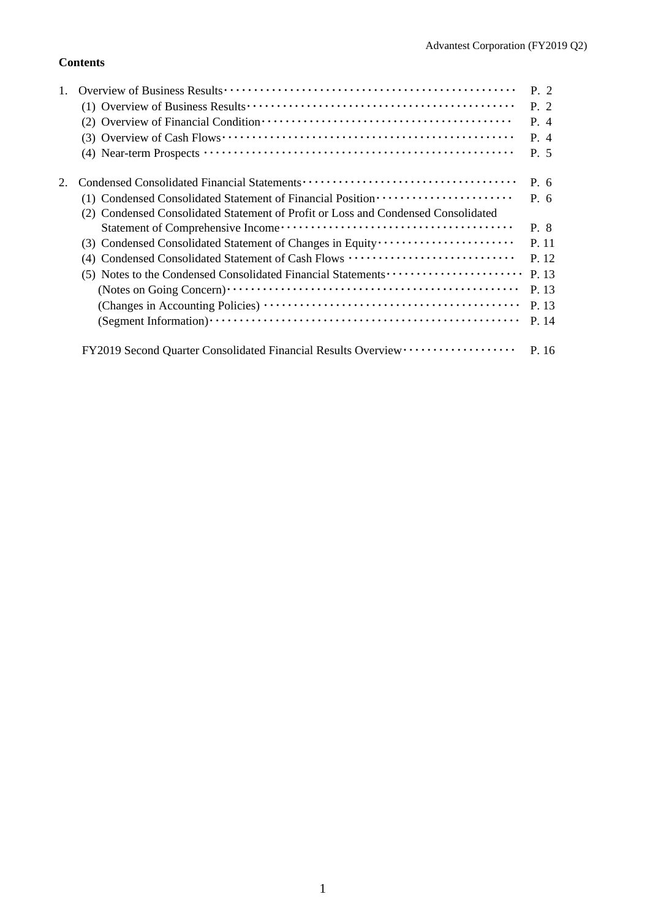**Contents**

| | | |
|---|---|---|
| 1. | Overview of Business Results | P. 2 |
| | (1) Overview of Business Results | P. 2 |
| | (2) Overview of Financial Condition | P. 4 |
| | (3) Overview of Cash Flows | P. 4 |
| | (4) Near-term Prospects | P. 5 |
| 2. | Condensed Consolidated Financial Statements | P. 6 |
| | (1) Condensed Consolidated Statement of Financial Position | P. 6 |
| | (2) Condensed Consolidated Statement of Profit or Loss and Condensed Consolidated Statement of Comprehensive Income | P. 8 |
| | (3) Condensed Consolidated Statement of Changes in Equity | P. 11 |
| | (4) Condensed Consolidated Statement of Cash Flows | P. 12 |
| | (5) Notes to the Condensed Consolidated Financial Statements | P. 13 |
| | (Notes on Going Concern) | P. 13 |
| | (Changes in Accounting Policies) | P. 13 |
| | (Segment Information) | P. 14 |
| | FY2019 Second Quarter Consolidated Financial Results Overview | P. 16 |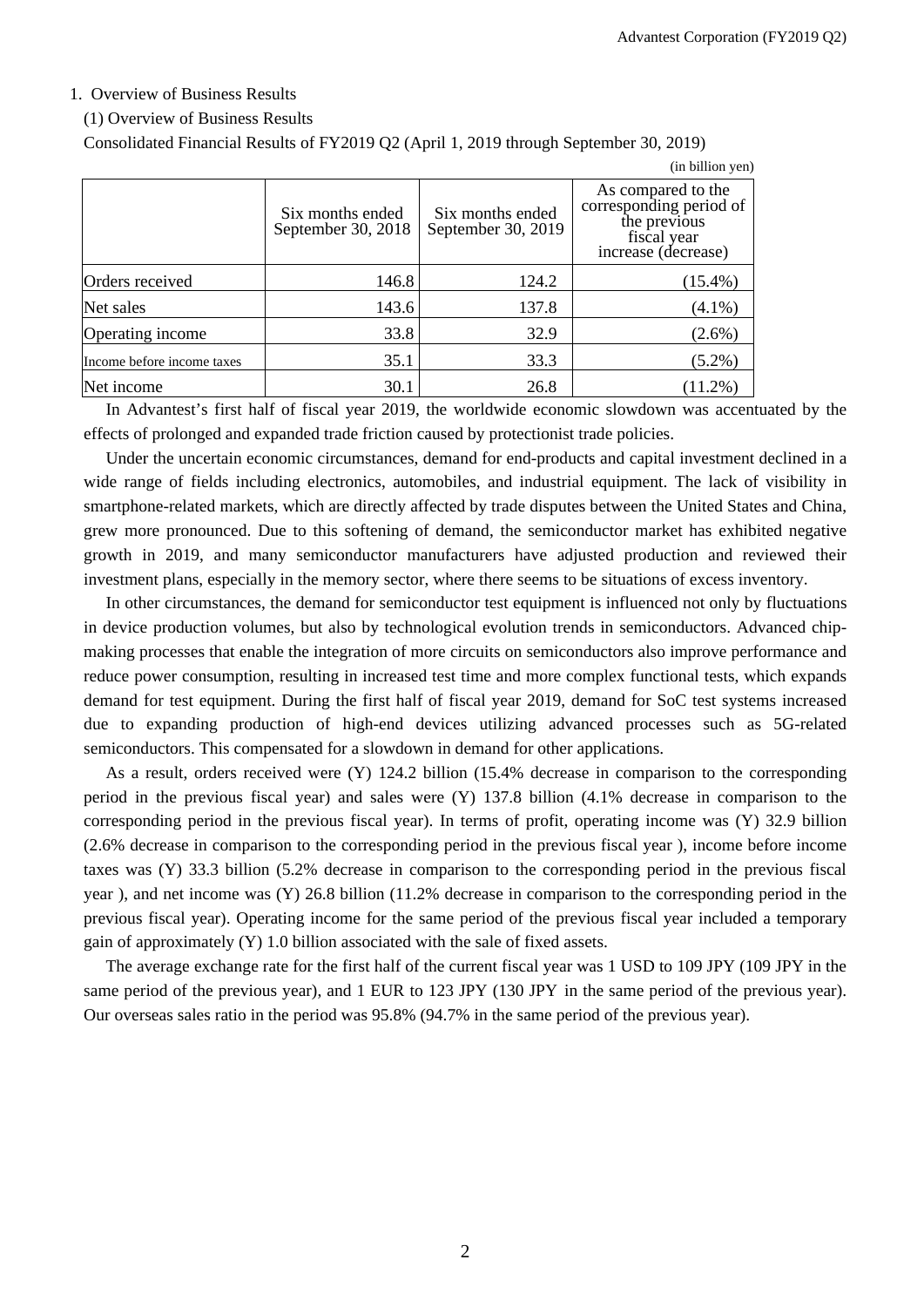## 1. Overview of Business Results

### (1) Overview of Business Results

Consolidated Financial Results of FY2019 Q2 (April 1, 2019 through September 30, 2019)

(in billion yen)

| | Six months ended September 30, 2018 | Six months ended September 30, 2019 | As compared to the corresponding period of the previous fiscal year increase (decrease) |
|---|---|---|---|
| Orders received | 146.8 | 124.2 | (15.4%) |
| Net sales | 143.6 | 137.8 | (4.1%) |
| Operating income | 33.8 | 32.9 | (2.6%) |
| Income before income taxes | 35.1 | 33.3 | (5.2%) |
| Net income | 30.1 | 26.8 | (11.2%) |

In Advantest's first half of fiscal year 2019, the worldwide economic slowdown was accentuated by the effects of prolonged and expanded trade friction caused by protectionist trade policies.

Under the uncertain economic circumstances, demand for end-products and capital investment declined in a wide range of fields including electronics, automobiles, and industrial equipment. The lack of visibility in smartphone-related markets, which are directly affected by trade disputes between the United States and China, grew more pronounced. Due to this softening of demand, the semiconductor market has exhibited negative growth in 2019, and many semiconductor manufacturers have adjusted production and reviewed their investment plans, especially in the memory sector, where there seems to be situations of excess inventory.

In other circumstances, the demand for semiconductor test equipment is influenced not only by fluctuations in device production volumes, but also by technological evolution trends in semiconductors. Advanced chip-making processes that enable the integration of more circuits on semiconductors also improve performance and reduce power consumption, resulting in increased test time and more complex functional tests, which expands demand for test equipment. During the first half of fiscal year 2019, demand for SoC test systems increased due to expanding production of high-end devices utilizing advanced processes such as 5G-related semiconductors. This compensated for a slowdown in demand for other applications.

As a result, orders received were (Y) 124.2 billion (15.4% decrease in comparison to the corresponding period in the previous fiscal year) and sales were (Y) 137.8 billion (4.1% decrease in comparison to the corresponding period in the previous fiscal year). In terms of profit, operating income was (Y) 32.9 billion (2.6% decrease in comparison to the corresponding period in the previous fiscal year ), income before income taxes was (Y) 33.3 billion (5.2% decrease in comparison to the corresponding period in the previous fiscal year ), and net income was (Y) 26.8 billion (11.2% decrease in comparison to the corresponding period in the previous fiscal year). Operating income for the same period of the previous fiscal year included a temporary gain of approximately (Y) 1.0 billion associated with the sale of fixed assets.

The average exchange rate for the first half of the current fiscal year was 1 USD to 109 JPY (109 JPY in the same period of the previous year), and 1 EUR to 123 JPY (130 JPY in the same period of the previous year). Our overseas sales ratio in the period was 95.8% (94.7% in the same period of the previous year).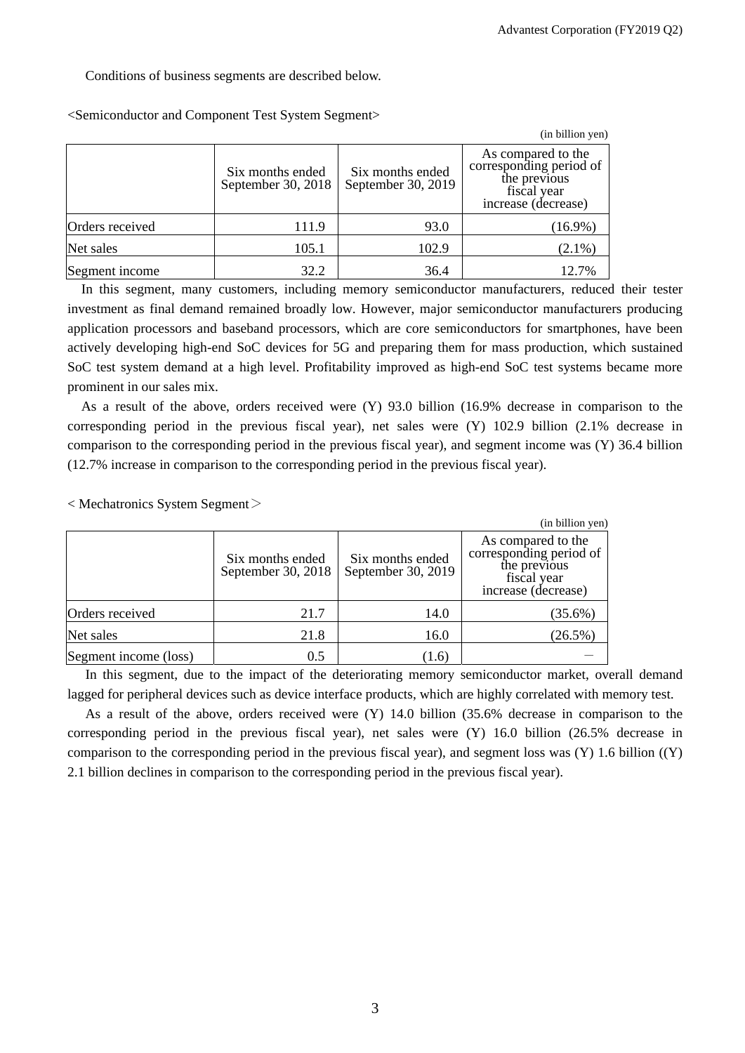Conditions of business segments are described below.

<Semiconductor and Component Test System Segment>

(in billion yen)

| | Six months ended September 30, 2018 | Six months ended September 30, 2019 | As compared to the corresponding period of the previous fiscal year increase (decrease) |
|---|---|---|---|
| Orders received | 111.9 | 93.0 | (16.9%) |
| Net sales | 105.1 | 102.9 | (2.1%) |
| Segment income | 32.2 | 36.4 | 12.7% |

In this segment, many customers, including memory semiconductor manufacturers, reduced their tester investment as final demand remained broadly low. However, major semiconductor manufacturers producing application processors and baseband processors, which are core semiconductors for smartphones, have been actively developing high-end SoC devices for 5G and preparing them for mass production, which sustained SoC test system demand at a high level. Profitability improved as high-end SoC test systems became more prominent in our sales mix.

As a result of the above, orders received were (Y) 93.0 billion (16.9% decrease in comparison to the corresponding period in the previous fiscal year), net sales were (Y) 102.9 billion (2.1% decrease in comparison to the corresponding period in the previous fiscal year), and segment income was (Y) 36.4 billion (12.7% increase in comparison to the corresponding period in the previous fiscal year).

< Mechatronics System Segment＞

(in billion yen)

| | Six months ended September 30, 2018 | Six months ended September 30, 2019 | As compared to the corresponding period of the previous fiscal year increase (decrease) |
|---|---|---|---|
| Orders received | 21.7 | 14.0 | (35.6%) |
| Net sales | 21.8 | 16.0 | (26.5%) |
| Segment income (loss) | 0.5 | (1.6) | ― |

In this segment, due to the impact of the deteriorating memory semiconductor market, overall demand lagged for peripheral devices such as device interface products, which are highly correlated with memory test.

As a result of the above, orders received were (Y) 14.0 billion (35.6% decrease in comparison to the corresponding period in the previous fiscal year), net sales were (Y) 16.0 billion (26.5% decrease in comparison to the corresponding period in the previous fiscal year), and segment loss was (Y) 1.6 billion ((Y) 2.1 billion declines in comparison to the corresponding period in the previous fiscal year).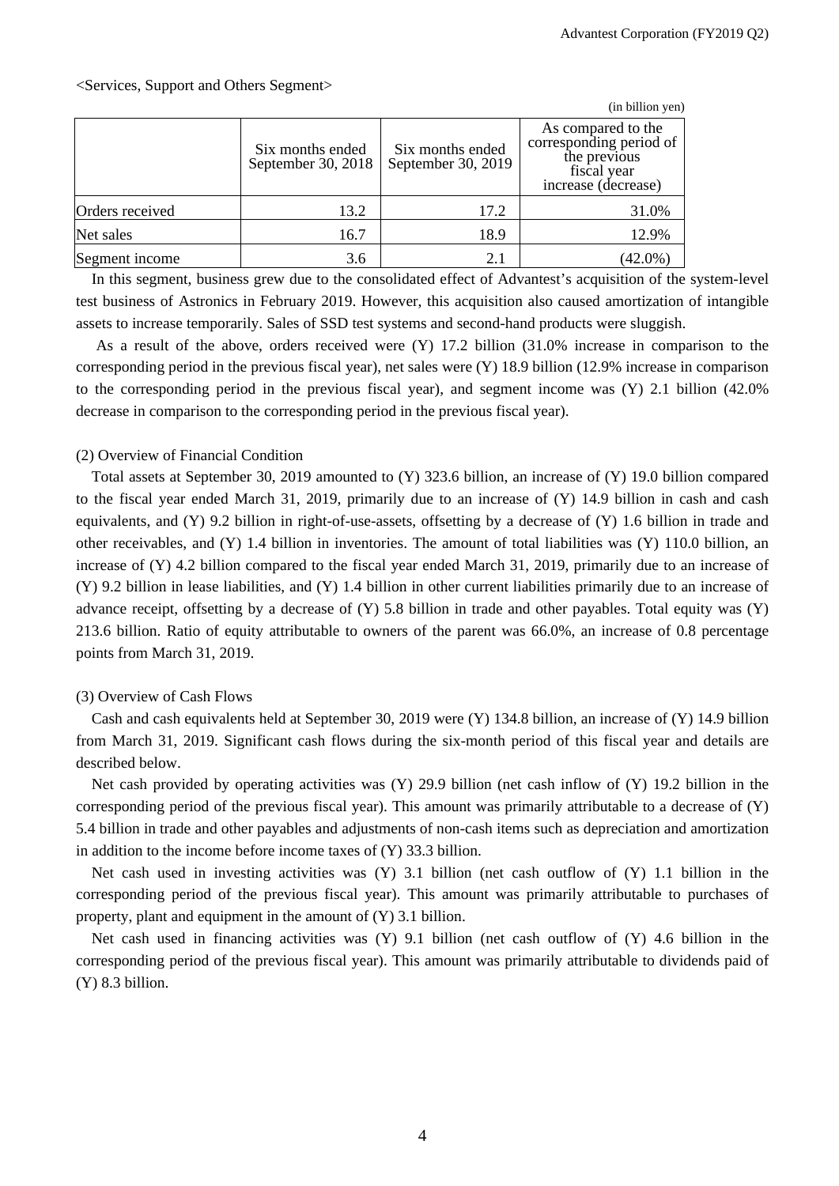<Services, Support and Others Segment>

(in billion yen)

| | Six months ended September 30, 2018 | Six months ended September 30, 2019 | As compared to the corresponding period of the previous fiscal year increase (decrease) |
|---|---|---|---|
| Orders received | 13.2 | 17.2 | 31.0% |
| Net sales | 16.7 | 18.9 | 12.9% |
| Segment income | 3.6 | 2.1 | (42.0%) |

In this segment, business grew due to the consolidated effect of Advantest's acquisition of the system-level test business of Astronics in February 2019. However, this acquisition also caused amortization of intangible assets to increase temporarily. Sales of SSD test systems and second-hand products were sluggish.

As a result of the above, orders received were (Y) 17.2 billion (31.0% increase in comparison to the corresponding period in the previous fiscal year), net sales were (Y) 18.9 billion (12.9% increase in comparison to the corresponding period in the previous fiscal year), and segment income was (Y) 2.1 billion (42.0% decrease in comparison to the corresponding period in the previous fiscal year).

(2) Overview of Financial Condition

Total assets at September 30, 2019 amounted to (Y) 323.6 billion, an increase of (Y) 19.0 billion compared to the fiscal year ended March 31, 2019, primarily due to an increase of (Y) 14.9 billion in cash and cash equivalents, and (Y) 9.2 billion in right-of-use-assets, offsetting by a decrease of (Y) 1.6 billion in trade and other receivables, and (Y) 1.4 billion in inventories. The amount of total liabilities was (Y) 110.0 billion, an increase of (Y) 4.2 billion compared to the fiscal year ended March 31, 2019, primarily due to an increase of (Y) 9.2 billion in lease liabilities, and (Y) 1.4 billion in other current liabilities primarily due to an increase of advance receipt, offsetting by a decrease of (Y) 5.8 billion in trade and other payables. Total equity was (Y) 213.6 billion. Ratio of equity attributable to owners of the parent was 66.0%, an increase of 0.8 percentage points from March 31, 2019.

(3) Overview of Cash Flows

Cash and cash equivalents held at September 30, 2019 were (Y) 134.8 billion, an increase of (Y) 14.9 billion from March 31, 2019. Significant cash flows during the six-month period of this fiscal year and details are described below.

Net cash provided by operating activities was (Y) 29.9 billion (net cash inflow of (Y) 19.2 billion in the corresponding period of the previous fiscal year). This amount was primarily attributable to a decrease of (Y) 5.4 billion in trade and other payables and adjustments of non-cash items such as depreciation and amortization in addition to the income before income taxes of (Y) 33.3 billion.

Net cash used in investing activities was (Y) 3.1 billion (net cash outflow of (Y) 1.1 billion in the corresponding period of the previous fiscal year). This amount was primarily attributable to purchases of property, plant and equipment in the amount of (Y) 3.1 billion.

Net cash used in financing activities was (Y) 9.1 billion (net cash outflow of (Y) 4.6 billion in the corresponding period of the previous fiscal year). This amount was primarily attributable to dividends paid of (Y) 8.3 billion.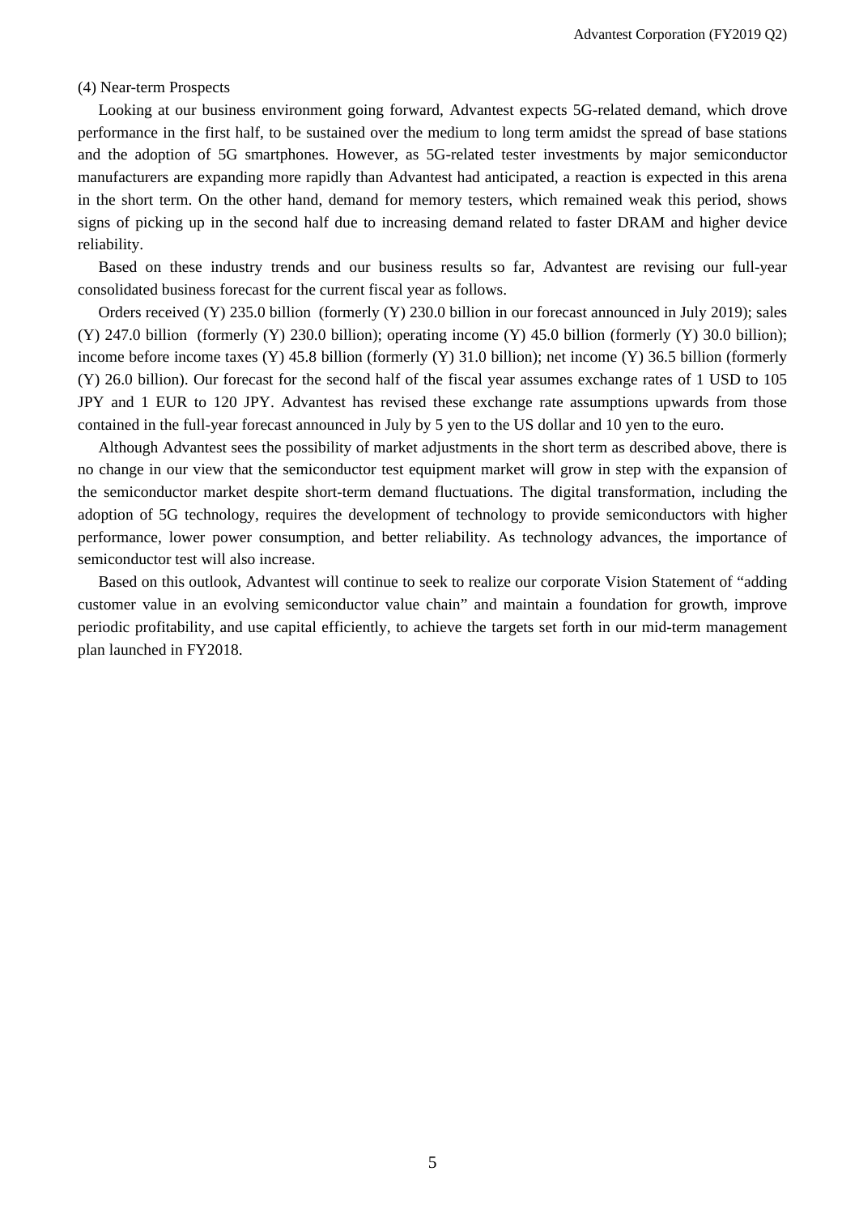(4) Near-term Prospects

Looking at our business environment going forward, Advantest expects 5G-related demand, which drove performance in the first half, to be sustained over the medium to long term amidst the spread of base stations and the adoption of 5G smartphones. However, as 5G-related tester investments by major semiconductor manufacturers are expanding more rapidly than Advantest had anticipated, a reaction is expected in this arena in the short term. On the other hand, demand for memory testers, which remained weak this period, shows signs of picking up in the second half due to increasing demand related to faster DRAM and higher device reliability.

Based on these industry trends and our business results so far, Advantest are revising our full-year consolidated business forecast for the current fiscal year as follows.

Orders received (Y) 235.0 billion (formerly (Y) 230.0 billion in our forecast announced in July 2019); sales (Y) 247.0 billion (formerly (Y) 230.0 billion); operating income (Y) 45.0 billion (formerly (Y) 30.0 billion); income before income taxes (Y) 45.8 billion (formerly (Y) 31.0 billion); net income (Y) 36.5 billion (formerly (Y) 26.0 billion). Our forecast for the second half of the fiscal year assumes exchange rates of 1 USD to 105 JPY and 1 EUR to 120 JPY. Advantest has revised these exchange rate assumptions upwards from those contained in the full-year forecast announced in July by 5 yen to the US dollar and 10 yen to the euro.

Although Advantest sees the possibility of market adjustments in the short term as described above, there is no change in our view that the semiconductor test equipment market will grow in step with the expansion of the semiconductor market despite short-term demand fluctuations. The digital transformation, including the adoption of 5G technology, requires the development of technology to provide semiconductors with higher performance, lower power consumption, and better reliability. As technology advances, the importance of semiconductor test will also increase.

Based on this outlook, Advantest will continue to seek to realize our corporate Vision Statement of “adding customer value in an evolving semiconductor value chain” and maintain a foundation for growth, improve periodic profitability, and use capital efficiently, to achieve the targets set forth in our mid-term management plan launched in FY2018.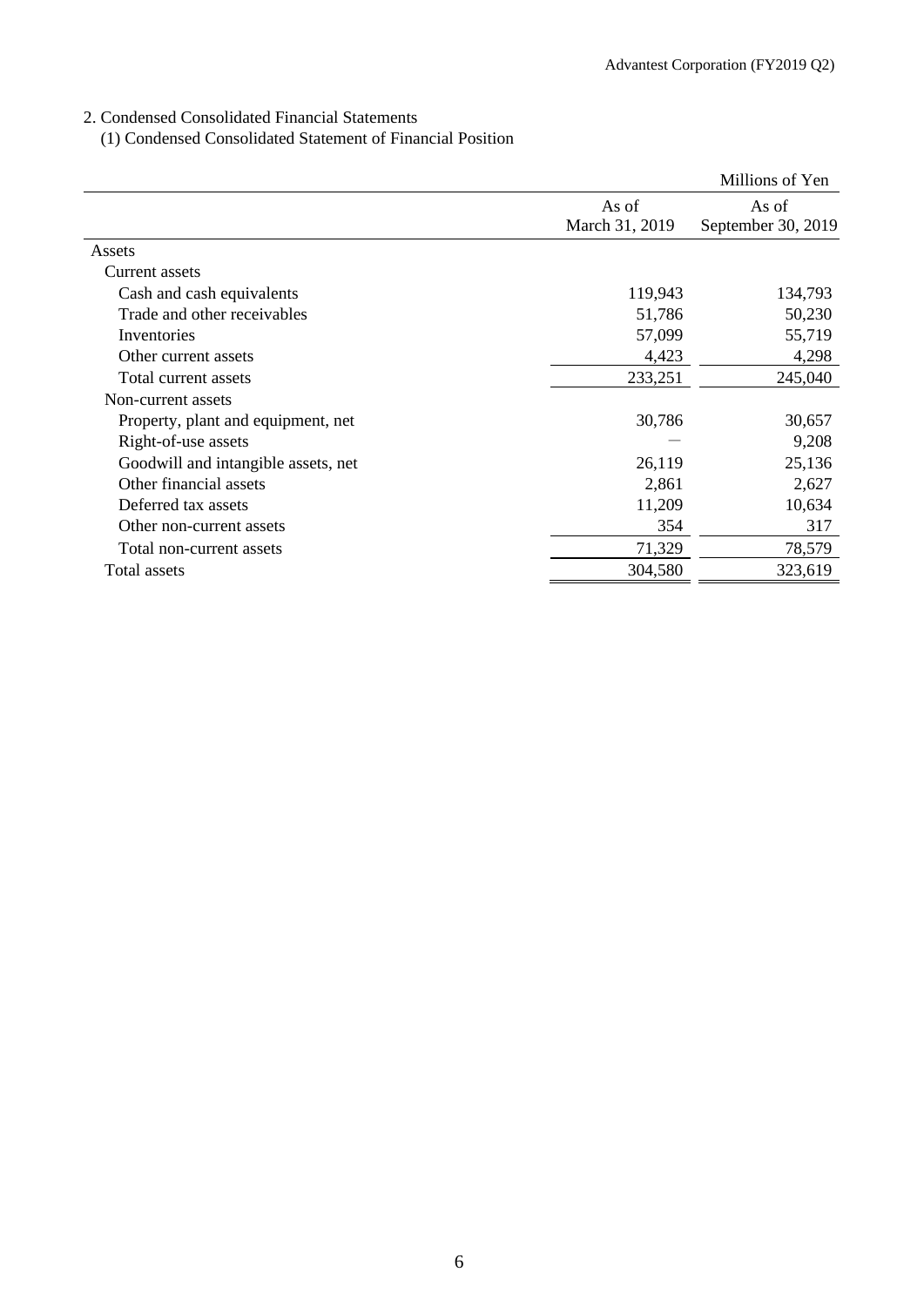## 2. Condensed Consolidated Financial Statements

### (1) Condensed Consolidated Statement of Financial Position

| | | Millions of Yen |
|---|---|---|
| | As of March 31, 2019 | As of September 30, 2019 |
| Assets | | |
| Current assets | | |
| Cash and cash equivalents | 119,943 | 134,793 |
| Trade and other receivables | 51,786 | 50,230 |
| Inventories | 57,099 | 55,719 |
| Other current assets | 4,423 | 4,298 |
| Total current assets | 233,251 | 245,040 |
| Non-current assets | | |
| Property, plant and equipment, net | 30,786 | 30,657 |
| Right-of-use assets | — | 9,208 |
| Goodwill and intangible assets, net | 26,119 | 25,136 |
| Other financial assets | 2,861 | 2,627 |
| Deferred tax assets | 11,209 | 10,634 |
| Other non-current assets | 354 | 317 |
| Total non-current assets | 71,329 | 78,579 |
| Total assets | 304,580 | 323,619 |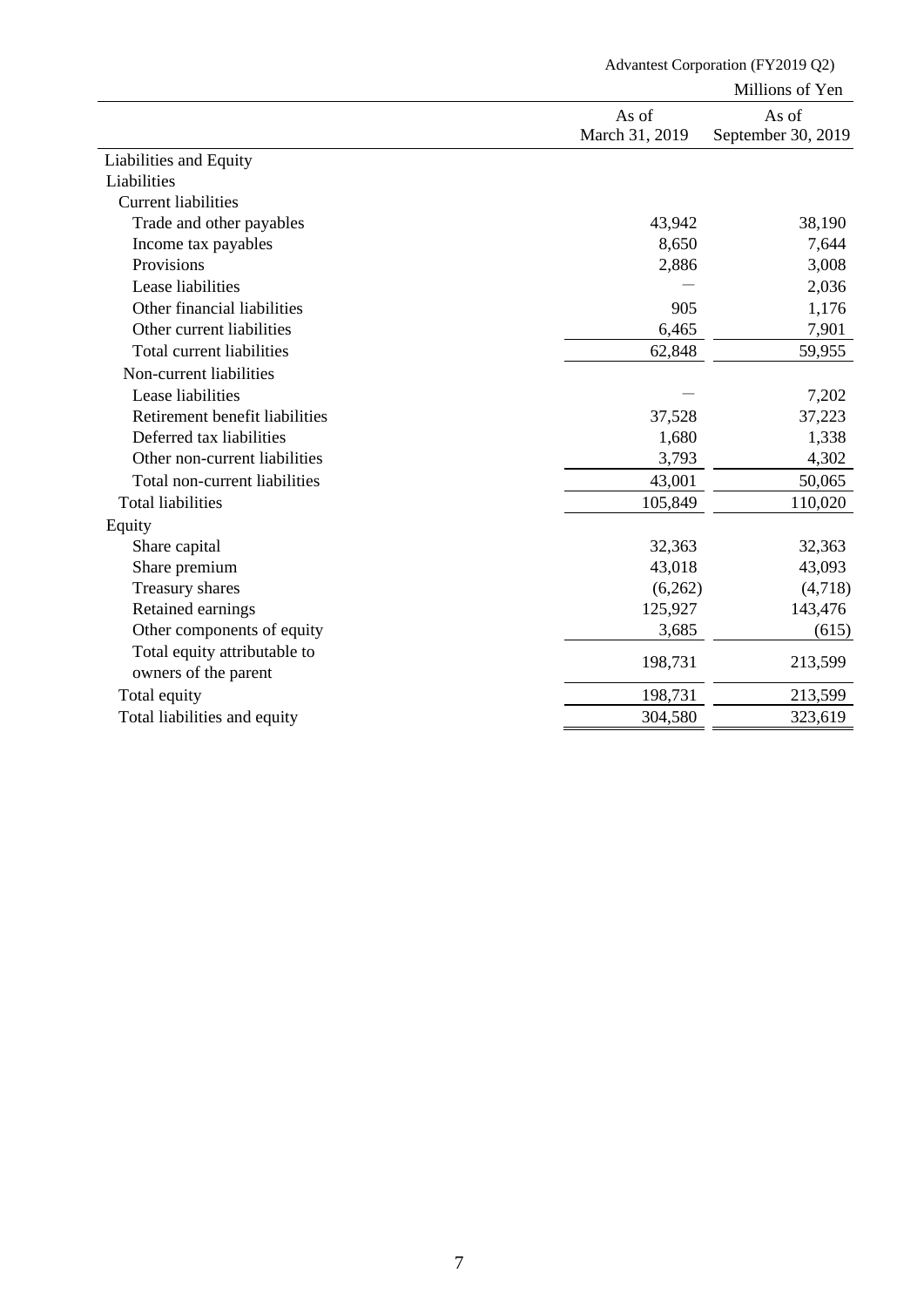Advantest Corporation (FY2019 Q2)

Millions of Yen

| | As of March 31, 2019 | As of September 30, 2019 |
|---|---|---|
| Liabilities and Equity | | |
| Liabilities | | |
| Current liabilities | | |
| Trade and other payables | 43,942 | 38,190 |
| Income tax payables | 8,650 | 7,644 |
| Provisions | 2,886 | 3,008 |
| Lease liabilities | ― | 2,036 |
| Other financial liabilities | 905 | 1,176 |
| Other current liabilities | 6,465 | 7,901 |
| Total current liabilities | 62,848 | 59,955 |
| Non-current liabilities | | |
| Lease liabilities | ― | 7,202 |
| Retirement benefit liabilities | 37,528 | 37,223 |
| Deferred tax liabilities | 1,680 | 1,338 |
| Other non-current liabilities | 3,793 | 4,302 |
| Total non-current liabilities | 43,001 | 50,065 |
| Total liabilities | 105,849 | 110,020 |
| Equity | | |
| Share capital | 32,363 | 32,363 |
| Share premium | 43,018 | 43,093 |
| Treasury shares | (6,262) | (4,718) |
| Retained earnings | 125,927 | 143,476 |
| Other components of equity | 3,685 | (615) |
| Total equity attributable to owners of the parent | 198,731 | 213,599 |
| Total equity | 198,731 | 213,599 |
| Total liabilities and equity | 304,580 | 323,619 |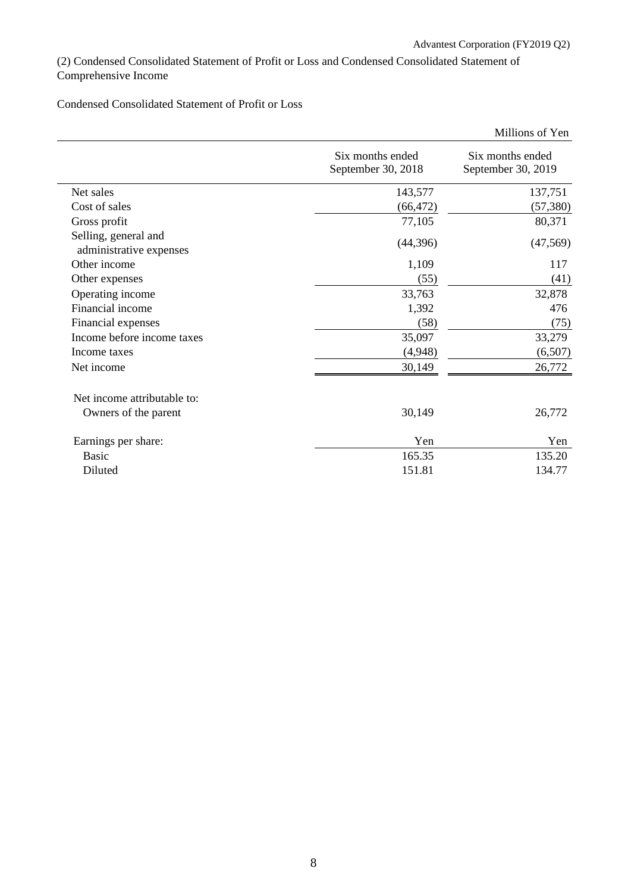(2) Condensed Consolidated Statement of Profit or Loss and Condensed Consolidated Statement of Comprehensive Income

Condensed Consolidated Statement of Profit or Loss

Millions of Yen

| | Six months ended September 30, 2018 | Six months ended September 30, 2019 |
|---|---|---|
| Net sales | 143,577 | 137,751 |
| Cost of sales | (66,472) | (57,380) |
| Gross profit | 77,105 | 80,371 |
| Selling, general and administrative expenses | (44,396) | (47,569) |
| Other income | 1,109 | 117 |
| Other expenses | (55) | (41) |
| Operating income | 33,763 | 32,878 |
| Financial income | 1,392 | 476 |
| Financial expenses | (58) | (75) |
| Income before income taxes | 35,097 | 33,279 |
| Income taxes | (4,948) | (6,507) |
| Net income | 30,149 | 26,772 |
| | | |
| Net income attributable to: | | |
| Owners of the parent | 30,149 | 26,772 |
| | | |
| Earnings per share: | Yen | Yen |
| Basic | 165.35 | 135.20 |
| Diluted | 151.81 | 134.77 |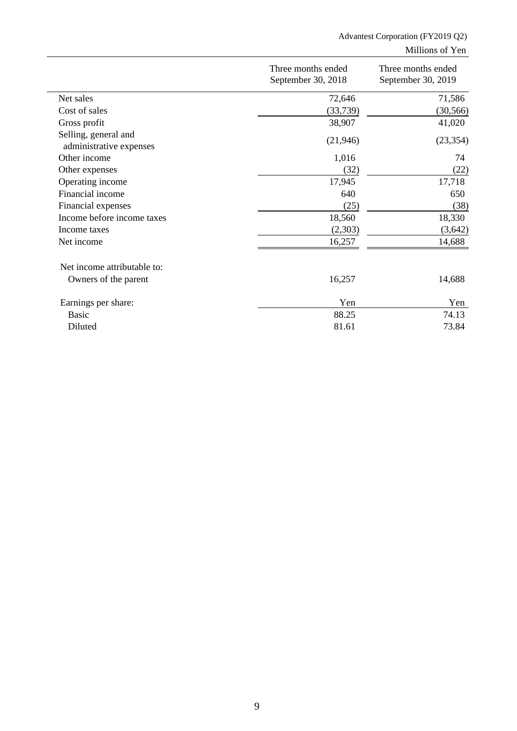Millions of Yen

| | Three months ended September 30, 2018 | Three months ended September 30, 2019 |
|---|---|---|
| Net sales | 72,646 | 71,586 |
| Cost of sales | (33,739) | (30,566) |
| Gross profit | 38,907 | 41,020 |
| Selling, general and administrative expenses | (21,946) | (23,354) |
| Other income | 1,016 | 74 |
| Other expenses | (32) | (22) |
| Operating income | 17,945 | 17,718 |
| Financial income | 640 | 650 |
| Financial expenses | (25) | (38) |
| Income before income taxes | 18,560 | 18,330 |
| Income taxes | (2,303) | (3,642) |
| Net income | 16,257 | 14,688 |
| | | |
| Net income attributable to: | | |
| Owners of the parent | 16,257 | 14,688 |
| | | |
| Earnings per share: | Yen | Yen |
| Basic | 88.25 | 74.13 |
| Diluted | 81.61 | 73.84 |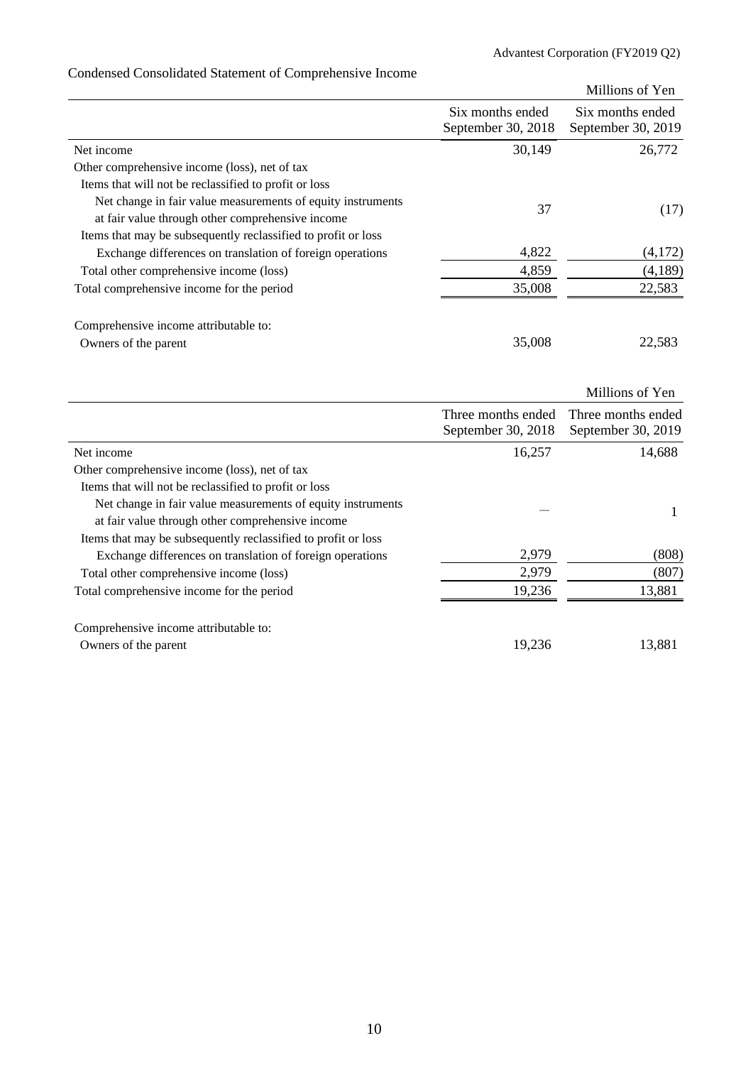## Condensed Consolidated Statement of Comprehensive Income

Millions of Yen

| | Six months ended September 30, 2018 | Six months ended September 30, 2019 |
|---|---|---|
| Net income | 30,149 | 26,772 |
| Other comprehensive income (loss), net of tax | | |
| Items that will not be reclassified to profit or loss | | |
| Net change in fair value measurements of equity instruments at fair value through other comprehensive income | 37 | (17) |
| Items that may be subsequently reclassified to profit or loss | | |
| Exchange differences on translation of foreign operations | 4,822 | (4,172) |
| Total other comprehensive income (loss) | 4,859 | (4,189) |
| Total comprehensive income for the period | 35,008 | 22,583 |
| | | |
| Comprehensive income attributable to: | | |
| Owners of the parent | 35,008 | 22,583 |

Millions of Yen

| | Three months ended September 30, 2018 | Three months ended September 30, 2019 |
|---|---|---|
| Net income | 16,257 | 14,688 |
| Other comprehensive income (loss), net of tax | | |
| Items that will not be reclassified to profit or loss | | |
| Net change in fair value measurements of equity instruments at fair value through other comprehensive income | — | 1 |
| Items that may be subsequently reclassified to profit or loss | | |
| Exchange differences on translation of foreign operations | 2,979 | (808) |
| Total other comprehensive income (loss) | 2,979 | (807) |
| Total comprehensive income for the period | 19,236 | 13,881 |
| | | |
| Comprehensive income attributable to: | | |
| Owners of the parent | 19,236 | 13,881 |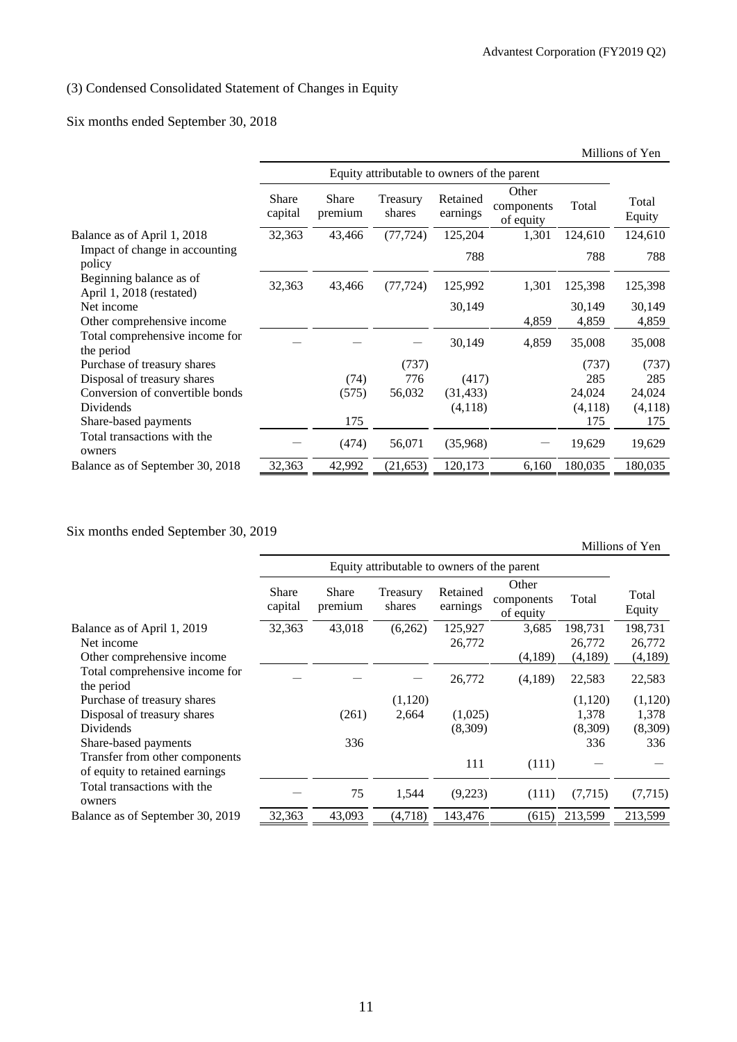(3) Condensed Consolidated Statement of Changes in Equity

Six months ended September 30, 2018

Millions of Yen

| | Equity attributable to owners of the parent | | | | | | |
|---|---|---|---|---|---|---|---|
| | Share capital | Share premium | Treasury shares | Retained earnings | Other components of equity | Total | Total Equity |
| Balance as of April 1, 2018 | 32,363 | 43,466 | (77,724) | 125,204 | 1,301 | 124,610 | 124,610 |
| Impact of change in accounting policy | | | | 788 | | 788 | 788 |
| Beginning balance as of April 1, 2018 (restated) | 32,363 | 43,466 | (77,724) | 125,992 | 1,301 | 125,398 | 125,398 |
| Net income | | | | 30,149 | | 30,149 | 30,149 |
| Other comprehensive income | | | | | 4,859 | 4,859 | 4,859 |
| Total comprehensive income for the period | ― | ― | ― | 30,149 | 4,859 | 35,008 | 35,008 |
| Purchase of treasury shares | | | (737) | | | (737) | (737) |
| Disposal of treasury shares | | (74) | 776 | (417) | | 285 | 285 |
| Conversion of convertible bonds | | (575) | 56,032 | (31,433) | | 24,024 | 24,024 |
| Dividends | | | | (4,118) | | (4,118) | (4,118) |
| Share-based payments | | 175 | | | | 175 | 175 |
| Total transactions with the owners | ― | (474) | 56,071 | (35,968) | ― | 19,629 | 19,629 |
| Balance as of September 30, 2018 | 32,363 | 42,992 | (21,653) | 120,173 | 6,160 | 180,035 | 180,035 |

Six months ended September 30, 2019

Millions of Yen

| | Equity attributable to owners of the parent | | | | | | |
|---|---|---|---|---|---|---|---|
| | Share capital | Share premium | Treasury shares | Retained earnings | Other components of equity | Total | Total Equity |
| Balance as of April 1, 2019 | 32,363 | 43,018 | (6,262) | 125,927 | 3,685 | 198,731 | 198,731 |
| Net income | | | | 26,772 | | 26,772 | 26,772 |
| Other comprehensive income | | | | | (4,189) | (4,189) | (4,189) |
| Total comprehensive income for the period | ― | ― | ― | 26,772 | (4,189) | 22,583 | 22,583 |
| Purchase of treasury shares | | | (1,120) | | | (1,120) | (1,120) |
| Disposal of treasury shares | | (261) | 2,664 | (1,025) | | 1,378 | 1,378 |
| Dividends | | | | (8,309) | | (8,309) | (8,309) |
| Share-based payments | | 336 | | | | 336 | 336 |
| Transfer from other components of equity to retained earnings | | | | 111 | (111) | ― | ― |
| Total transactions with the owners | ― | 75 | 1,544 | (9,223) | (111) | (7,715) | (7,715) |
| Balance as of September 30, 2019 | 32,363 | 43,093 | (4,718) | 143,476 | (615) | 213,599 | 213,599 |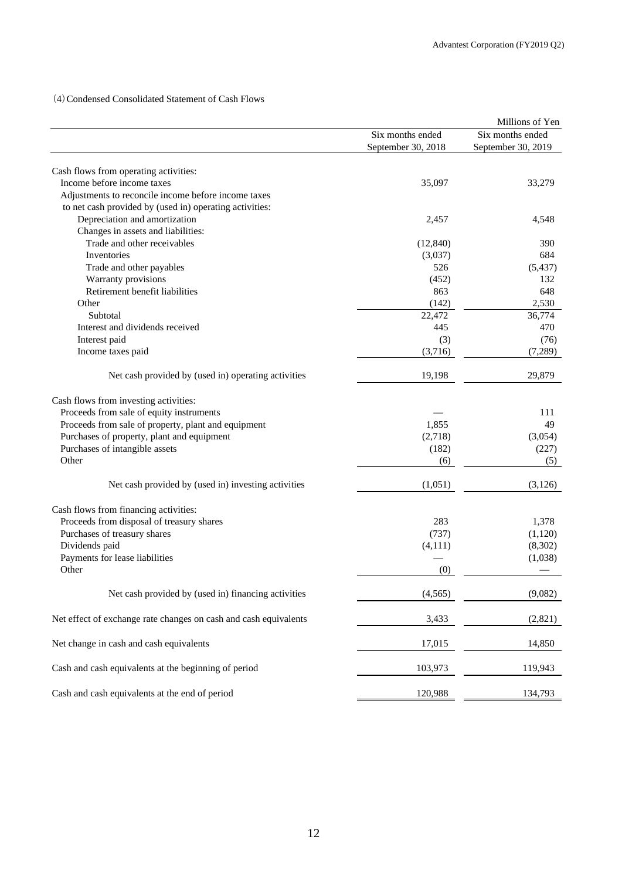(4) Condensed Consolidated Statement of Cash Flows

Millions of Yen

| | Six months ended September 30, 2018 | Six months ended September 30, 2019 |
|---|---|---|
| Cash flows from operating activities: | | |
| Income before income taxes | 35,097 | 33,279 |
| Adjustments to reconcile income before income taxes to net cash provided by (used in) operating activities: | | |
| Depreciation and amortization | 2,457 | 4,548 |
| Changes in assets and liabilities: | | |
| Trade and other receivables | (12,840) | 390 |
| Inventories | (3,037) | 684 |
| Trade and other payables | 526 | (5,437) |
| Warranty provisions | (452) | 132 |
| Retirement benefit liabilities | 863 | 648 |
| Other | (142) | 2,530 |
| Subtotal | 22,472 | 36,774 |
| Interest and dividends received | 445 | 470 |
| Interest paid | (3) | (76) |
| Income taxes paid | (3,716) | (7,289) |
| Net cash provided by (used in) operating activities | 19,198 | 29,879 |
| Cash flows from investing activities: | | |
| Proceeds from sale of equity instruments | — | 111 |
| Proceeds from sale of property, plant and equipment | 1,855 | 49 |
| Purchases of property, plant and equipment | (2,718) | (3,054) |
| Purchases of intangible assets | (182) | (227) |
| Other | (6) | (5) |
| Net cash provided by (used in) investing activities | (1,051) | (3,126) |
| Cash flows from financing activities: | | |
| Proceeds from disposal of treasury shares | 283 | 1,378 |
| Purchases of treasury shares | (737) | (1,120) |
| Dividends paid | (4,111) | (8,302) |
| Payments for lease liabilities | — | (1,038) |
| Other | (0) | — |
| Net cash provided by (used in) financing activities | (4,565) | (9,082) |
| Net effect of exchange rate changes on cash and cash equivalents | 3,433 | (2,821) |
| Net change in cash and cash equivalents | 17,015 | 14,850 |
| Cash and cash equivalents at the beginning of period | 103,973 | 119,943 |
| Cash and cash equivalents at the end of period | 120,988 | 134,793 |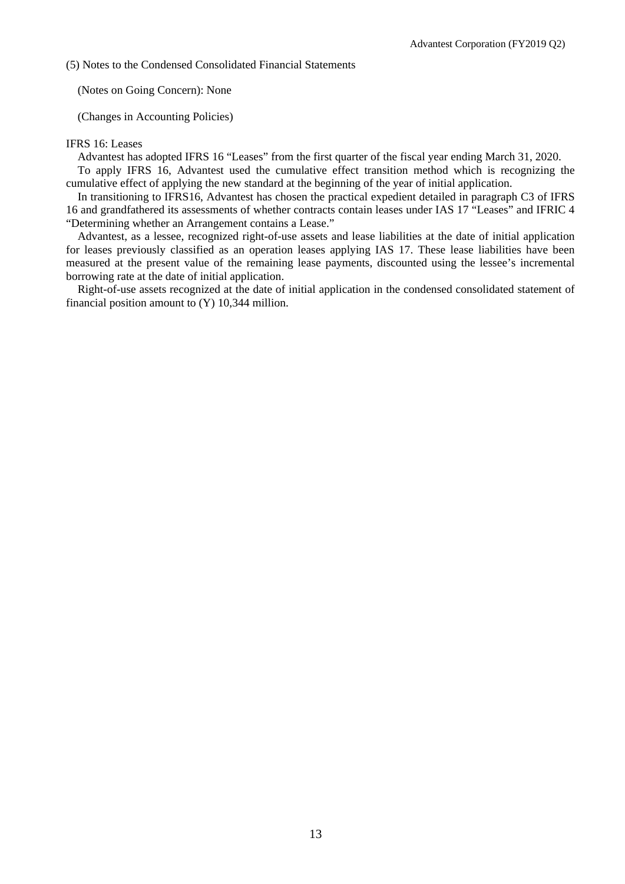(5) Notes to the Condensed Consolidated Financial Statements

(Notes on Going Concern): None

(Changes in Accounting Policies)

IFRS 16: Leases

Advantest has adopted IFRS 16 “Leases” from the first quarter of the fiscal year ending March 31, 2020.

To apply IFRS 16, Advantest used the cumulative effect transition method which is recognizing the cumulative effect of applying the new standard at the beginning of the year of initial application.

In transitioning to IFRS16, Advantest has chosen the practical expedient detailed in paragraph C3 of IFRS 16 and grandfathered its assessments of whether contracts contain leases under IAS 17 “Leases” and IFRIC 4 “Determining whether an Arrangement contains a Lease.”

Advantest, as a lessee, recognized right-of-use assets and lease liabilities at the date of initial application for leases previously classified as an operation leases applying IAS 17. These lease liabilities have been measured at the present value of the remaining lease payments, discounted using the lessee’s incremental borrowing rate at the date of initial application.

Right-of-use assets recognized at the date of initial application in the condensed consolidated statement of financial position amount to (Y) 10,344 million.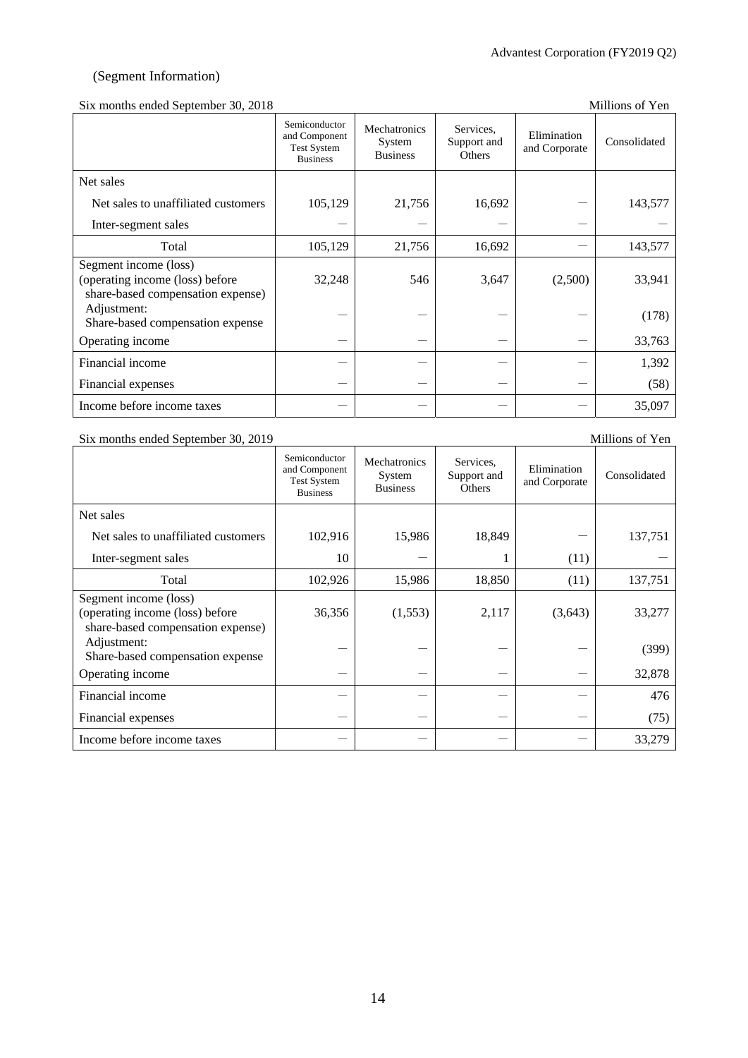(Segment Information)

Six months ended September 30, 2018 — Millions of Yen

| | Semiconductor and Component Test System Business | Mechatronics System Business | Services, Support and Others | Elimination and Corporate | Consolidated |
|---|---|---|---|---|---|
| Net sales | | | | | |
| Net sales to unaffiliated customers | 105,129 | 21,756 | 16,692 | — | 143,577 |
| Inter-segment sales | — | — | — | — | — |
| Total | 105,129 | 21,756 | 16,692 | — | 143,577 |
| Segment income (loss) (operating income (loss) before share-based compensation expense) | 32,248 | 546 | 3,647 | (2,500) | 33,941 |
| Adjustment: Share-based compensation expense | — | — | — | — | (178) |
| Operating income | — | — | — | — | 33,763 |
| Financial income | — | — | — | — | 1,392 |
| Financial expenses | — | — | — | — | (58) |
| Income before income taxes | — | — | — | — | 35,097 |

Six months ended September 30, 2019 — Millions of Yen

| | Semiconductor and Component Test System Business | Mechatronics System Business | Services, Support and Others | Elimination and Corporate | Consolidated |
|---|---|---|---|---|---|
| Net sales | | | | | |
| Net sales to unaffiliated customers | 102,916 | 15,986 | 18,849 | — | 137,751 |
| Inter-segment sales | 10 | — | 1 | (11) | — |
| Total | 102,926 | 15,986 | 18,850 | (11) | 137,751 |
| Segment income (loss) (operating income (loss) before share-based compensation expense) | 36,356 | (1,553) | 2,117 | (3,643) | 33,277 |
| Adjustment: Share-based compensation expense | — | — | — | — | (399) |
| Operating income | — | — | — | — | 32,878 |
| Financial income | — | — | — | — | 476 |
| Financial expenses | — | — | — | — | (75) |
| Income before income taxes | — | — | — | — | 33,279 |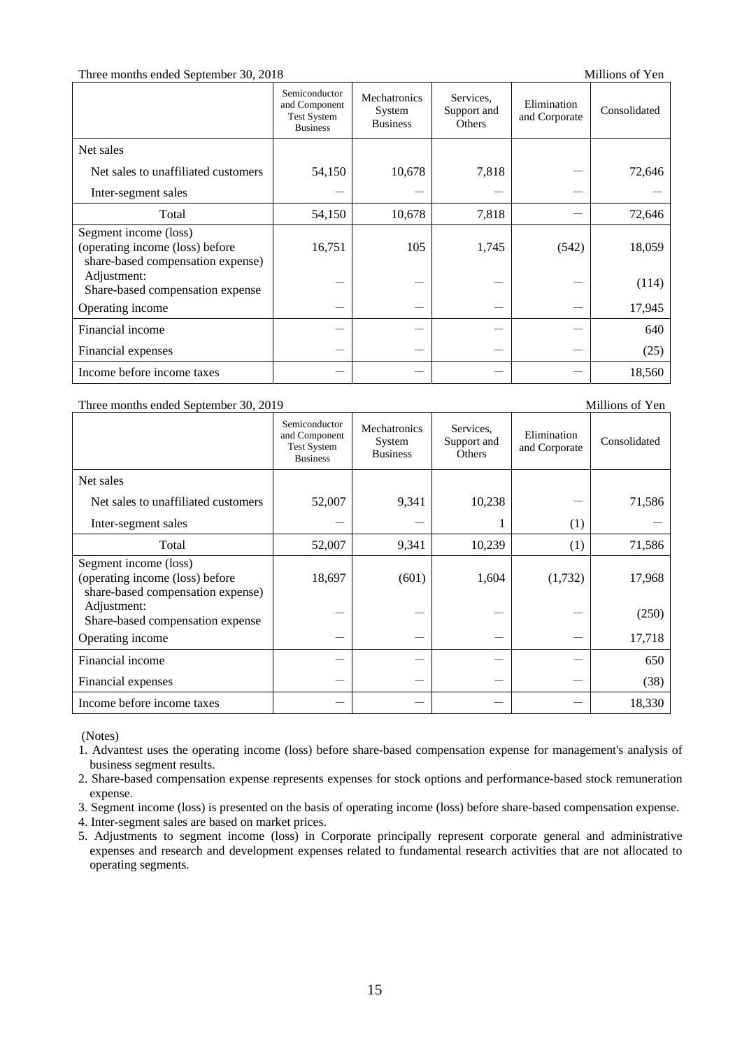Three months ended September 30, 2018 — Millions of Yen

| | Semiconductor and Component Test System Business | Mechatronics System Business | Services, Support and Others | Elimination and Corporate | Consolidated |
|---|---|---|---|---|---|
| Net sales | | | | | |
| Net sales to unaffiliated customers | 54,150 | 10,678 | 7,818 | ― | 72,646 |
| Inter-segment sales | ― | ― | ― | ― | ― |
| Total | 54,150 | 10,678 | 7,818 | ― | 72,646 |
| Segment income (loss) (operating income (loss) before share-based compensation expense) | 16,751 | 105 | 1,745 | (542) | 18,059 |
| Adjustment: Share-based compensation expense | ― | ― | ― | ― | (114) |
| Operating income | ― | ― | ― | ― | 17,945 |
| Financial income | ― | ― | ― | ― | 640 |
| Financial expenses | ― | ― | ― | ― | (25) |
| Income before income taxes | ― | ― | ― | ― | 18,560 |

Three months ended September 30, 2019 — Millions of Yen

| | Semiconductor and Component Test System Business | Mechatronics System Business | Services, Support and Others | Elimination and Corporate | Consolidated |
|---|---|---|---|---|---|
| Net sales | | | | | |
| Net sales to unaffiliated customers | 52,007 | 9,341 | 10,238 | ― | 71,586 |
| Inter-segment sales | ― | ― | 1 | (1) | ― |
| Total | 52,007 | 9,341 | 10,239 | (1) | 71,586 |
| Segment income (loss) (operating income (loss) before share-based compensation expense) | 18,697 | (601) | 1,604 | (1,732) | 17,968 |
| Adjustment: Share-based compensation expense | ― | ― | ― | ― | (250) |
| Operating income | ― | ― | ― | ― | 17,718 |
| Financial income | ― | ― | ― | ― | 650 |
| Financial expenses | ― | ― | ― | ― | (38) |
| Income before income taxes | ― | ― | ― | ― | 18,330 |

(Notes)

1. Advantest uses the operating income (loss) before share-based compensation expense for management's analysis of business segment results.
2. Share-based compensation expense represents expenses for stock options and performance-based stock remuneration expense.
3. Segment income (loss) is presented on the basis of operating income (loss) before share-based compensation expense.
4. Inter-segment sales are based on market prices.
5. Adjustments to segment income (loss) in Corporate principally represent corporate general and administrative expenses and research and development expenses related to fundamental research activities that are not allocated to operating segments.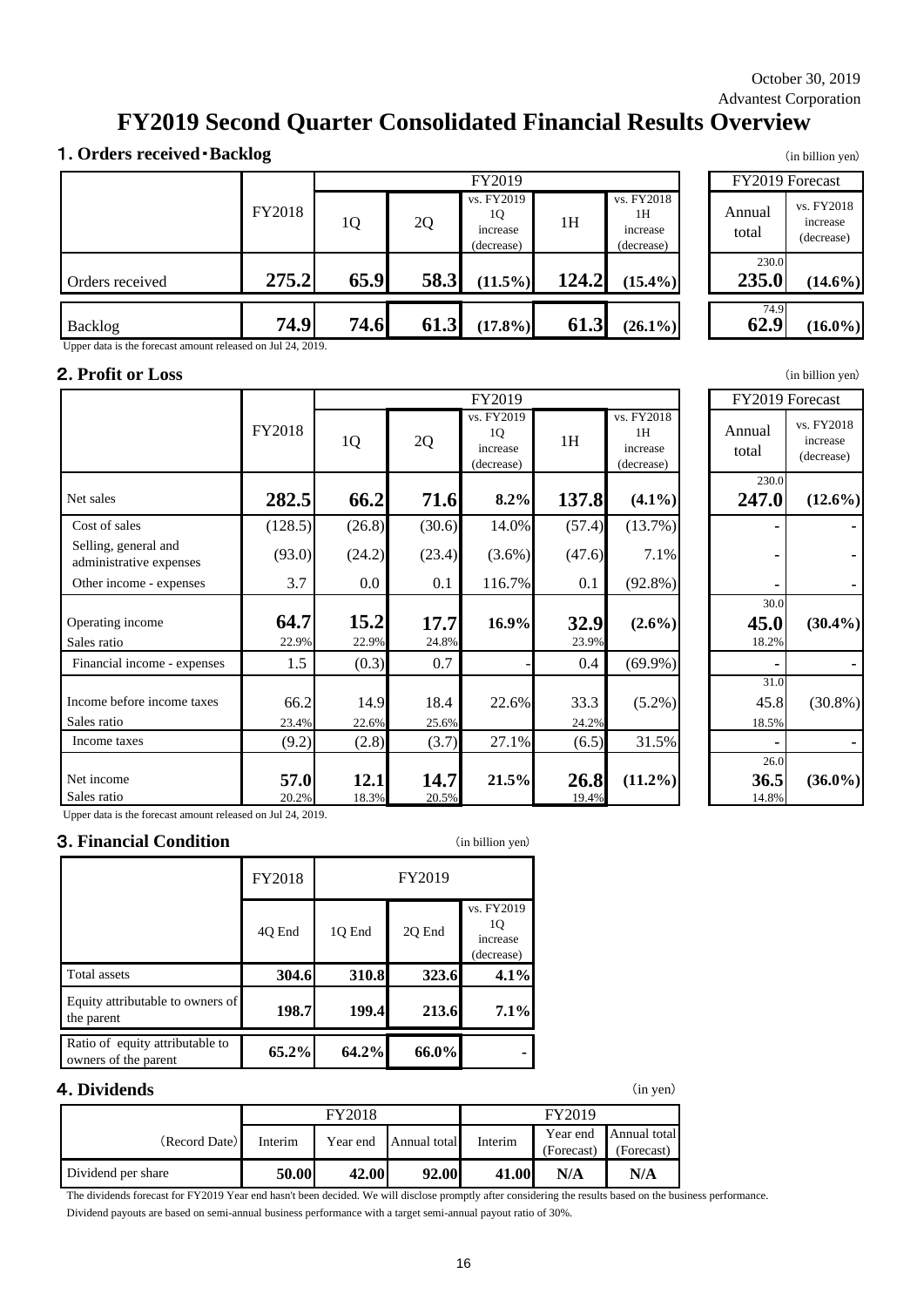October 30, 2019
Advantest Corporation

# FY2019 Second Quarter Consolidated Financial Results Overview

## 1. Orders received・Backlog

(in billion yen)

| | FY2018 | FY2019 | | | | | FY2019 Forecast | |
|---|---|---|---|---|---|---|---|---|
| | | 1Q | 2Q | vs. FY2019 1Q increase (decrease) | 1H | vs. FY2018 1H increase (decrease) | Annual total | vs. FY2018 increase (decrease) |
| Orders received | **275.2** | **65.9** | **58.3** | **(11.5%)** | **124.2** | **(15.4%)** | 230.0<br>**235.0** | **(14.6%)** |
| Backlog | **74.9** | **74.6** | **61.3** | **(17.8%)** | **61.3** | **(26.1%)** | 74.9<br>**62.9** | **(16.0%)** |

Upper data is the forecast amount released on Jul 24, 2019.

## 2. Profit or Loss

(in billion yen)

| | FY2018 | FY2019 | | | | | FY2019 Forecast | |
|---|---|---|---|---|---|---|---|---|
| | | 1Q | 2Q | vs. FY2019 1Q increase (decrease) | 1H | vs. FY2018 1H increase (decrease) | Annual total | vs. FY2018 increase (decrease) |
| Net sales | **282.5** | **66.2** | **71.6** | **8.2%** | **137.8** | **(4.1%)** | 230.0<br>**247.0** | **(12.6%)** |
| Cost of sales | (128.5) | (26.8) | (30.6) | 14.0% | (57.4) | (13.7%) | - | - |
| Selling, general and administrative expenses | (93.0) | (24.2) | (23.4) | (3.6%) | (47.6) | 7.1% | - | - |
| Other income - expenses | 3.7 | 0.0 | 0.1 | 116.7% | 0.1 | (92.8%) | - | - |
| Operating income | **64.7** | **15.2** | **17.7** | **16.9%** | **32.9** | **(2.6%)** | 30.0<br>**45.0** | **(30.4%)** |
| Sales ratio | 22.9% | 22.9% | 24.8% | | 23.9% | | 18.2% | |
| Financial income - expenses | 1.5 | (0.3) | 0.7 | - | 0.4 | (69.9%) | - | - |
| Income before income taxes | 66.2 | 14.9 | 18.4 | 22.6% | 33.3 | (5.2%) | 31.0<br>45.8 | (30.8%) |
| Sales ratio | 23.4% | 22.6% | 25.6% | | 24.2% | | 18.5% | |
| Income taxes | (9.2) | (2.8) | (3.7) | 27.1% | (6.5) | 31.5% | - | - |
| Net income | **57.0** | **12.1** | **14.7** | **21.5%** | **26.8** | **(11.2%)** | 26.0<br>**36.5** | **(36.0%)** |
| Sales ratio | 20.2% | 18.3% | 20.5% | | 19.4% | | 14.8% | |

Upper data is the forecast amount released on Jul 24, 2019.

## 3. Financial Condition

(in billion yen)

| | FY2018 | FY2019 | | |
|---|---|---|---|---|
| | 4Q End | 1Q End | 2Q End | vs. FY2019 1Q increase (decrease) |
| Total assets | **304.6** | **310.8** | **323.6** | **4.1%** |
| Equity attributable to owners of the parent | **198.7** | **199.4** | **213.6** | **7.1%** |
| Ratio of equity attributable to owners of the parent | **65.2%** | **64.2%** | **66.0%** | **-** |

## 4. Dividends

(in yen)

| | FY2018 | | | FY2019 | | |
|---|---|---|---|---|---|---|
| (Record Date) | Interim | Year end | Annual total | Interim | Year end (Forecast) | Annual total (Forecast) |
| Dividend per share | **50.00** | **42.00** | **92.00** | **41.00** | **N/A** | **N/A** |

The dividends forecast for FY2019 Year end hasn't been decided. We will disclose promptly after considering the results based on the business performance.
Dividend payouts are based on semi-annual business performance with a target semi-annual payout ratio of 30%.